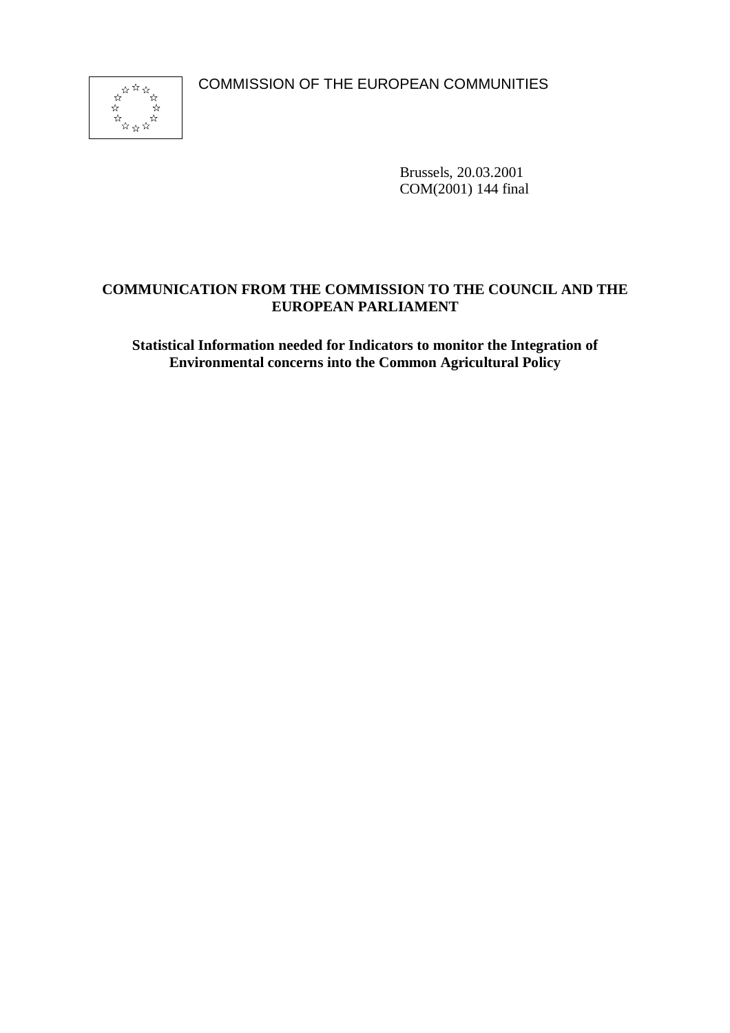COMMISSION OF THE EUROPEAN COMMUNITIES

Brussels, 20.03.2001
COM(2001) 144 final

**COMMUNICATION FROM THE COMMISSION TO THE COUNCIL AND THE EUROPEAN PARLIAMENT**

**Statistical Information needed for Indicators to monitor the Integration of Environmental concerns into the Common Agricultural Policy**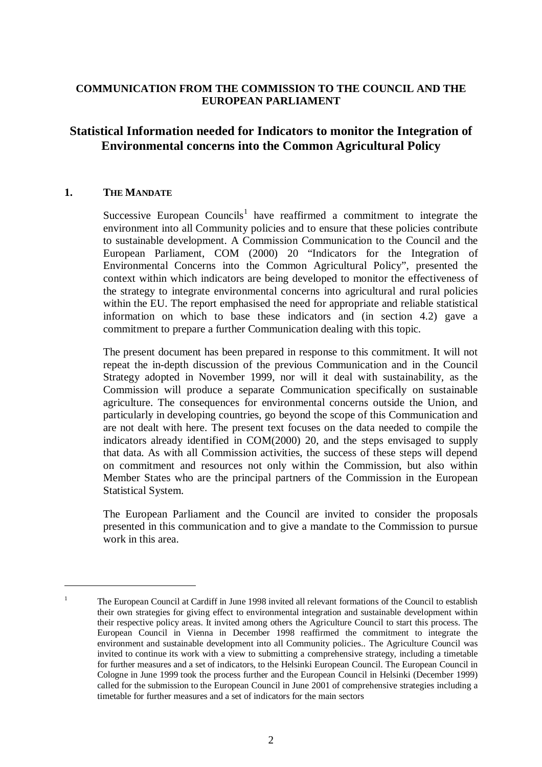**COMMUNICATION FROM THE COMMISSION TO THE COUNCIL AND THE EUROPEAN PARLIAMENT**

# Statistical Information needed for Indicators to monitor the Integration of Environmental concerns into the Common Agricultural Policy

## 1. THE MANDATE

Successive European Councils[1] have reaffirmed a commitment to integrate the environment into all Community policies and to ensure that these policies contribute to sustainable development. A Commission Communication to the Council and the European Parliament, COM (2000) 20 "Indicators for the Integration of Environmental Concerns into the Common Agricultural Policy", presented the context within which indicators are being developed to monitor the effectiveness of the strategy to integrate environmental concerns into agricultural and rural policies within the EU. The report emphasised the need for appropriate and reliable statistical information on which to base these indicators and (in section 4.2) gave a commitment to prepare a further Communication dealing with this topic.

The present document has been prepared in response to this commitment. It will not repeat the in-depth discussion of the previous Communication and in the Council Strategy adopted in November 1999, nor will it deal with sustainability, as the Commission will produce a separate Communication specifically on sustainable agriculture. The consequences for environmental concerns outside the Union, and particularly in developing countries, go beyond the scope of this Communication and are not dealt with here. The present text focuses on the data needed to compile the indicators already identified in COM(2000) 20, and the steps envisaged to supply that data. As with all Commission activities, the success of these steps will depend on commitment and resources not only within the Commission, but also within Member States who are the principal partners of the Commission in the European Statistical System.

The European Parliament and the Council are invited to consider the proposals presented in this communication and to give a mandate to the Commission to pursue work in this area.

---

[1] The European Council at Cardiff in June 1998 invited all relevant formations of the Council to establish their own strategies for giving effect to environmental integration and sustainable development within their respective policy areas. It invited among others the Agriculture Council to start this process. The European Council in Vienna in December 1998 reaffirmed the commitment to integrate the environment and sustainable development into all Community policies.. The Agriculture Council was invited to continue its work with a view to submitting a comprehensive strategy, including a timetable for further measures and a set of indicators, to the Helsinki European Council. The European Council in Cologne in June 1999 took the process further and the European Council in Helsinki (December 1999) called for the submission to the European Council in June 2001 of comprehensive strategies including a timetable for further measures and a set of indicators for the main sectors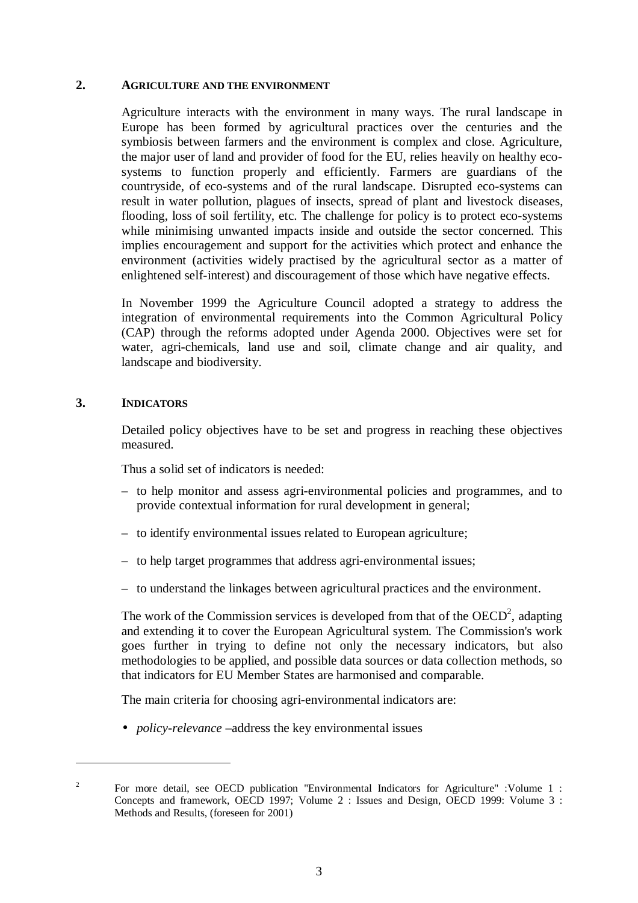## 2. AGRICULTURE AND THE ENVIRONMENT

Agriculture interacts with the environment in many ways. The rural landscape in Europe has been formed by agricultural practices over the centuries and the symbiosis between farmers and the environment is complex and close. Agriculture, the major user of land and provider of food for the EU, relies heavily on healthy eco-systems to function properly and efficiently. Farmers are guardians of the countryside, of eco-systems and of the rural landscape. Disrupted eco-systems can result in water pollution, plagues of insects, spread of plant and livestock diseases, flooding, loss of soil fertility, etc. The challenge for policy is to protect eco-systems while minimising unwanted impacts inside and outside the sector concerned. This implies encouragement and support for the activities which protect and enhance the environment (activities widely practised by the agricultural sector as a matter of enlightened self-interest) and discouragement of those which have negative effects.

In November 1999 the Agriculture Council adopted a strategy to address the integration of environmental requirements into the Common Agricultural Policy (CAP) through the reforms adopted under Agenda 2000. Objectives were set for water, agri-chemicals, land use and soil, climate change and air quality, and landscape and biodiversity.

## 3. INDICATORS

Detailed policy objectives have to be set and progress in reaching these objectives measured.

Thus a solid set of indicators is needed:

- to help monitor and assess agri-environmental policies and programmes, and to provide contextual information for rural development in general;
- to identify environmental issues related to European agriculture;
- to help target programmes that address agri-environmental issues;
- to understand the linkages between agricultural practices and the environment.

The work of the Commission services is developed from that of the OECD[2], adapting and extending it to cover the European Agricultural system. The Commission's work goes further in trying to define not only the necessary indicators, but also methodologies to be applied, and possible data sources or data collection methods, so that indicators for EU Member States are harmonised and comparable.

The main criteria for choosing agri-environmental indicators are:

- *policy-relevance* –address the key environmental issues

---

[2] For more detail, see OECD publication "Environmental Indicators for Agriculture" :Volume 1 : Concepts and framework, OECD 1997; Volume 2 : Issues and Design, OECD 1999: Volume 3 : Methods and Results, (foreseen for 2001)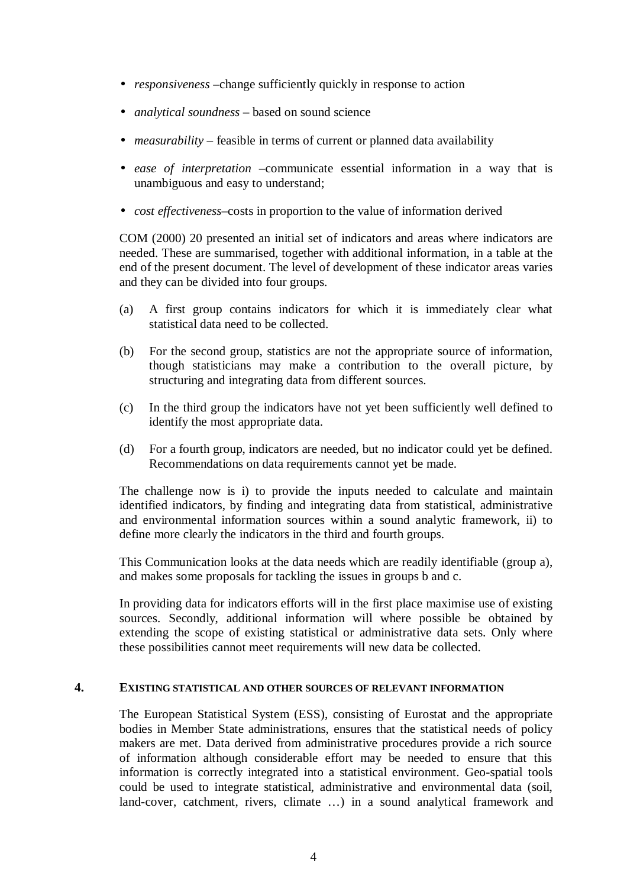- *responsiveness* –change sufficiently quickly in response to action
- *analytical soundness* – based on sound science
- *measurability* – feasible in terms of current or planned data availability
- *ease of interpretation* –communicate essential information in a way that is unambiguous and easy to understand;
- *cost effectiveness*–costs in proportion to the value of information derived

COM (2000) 20 presented an initial set of indicators and areas where indicators are needed. These are summarised, together with additional information, in a table at the end of the present document. The level of development of these indicator areas varies and they can be divided into four groups.

(a) A first group contains indicators for which it is immediately clear what statistical data need to be collected.

(b) For the second group, statistics are not the appropriate source of information, though statisticians may make a contribution to the overall picture, by structuring and integrating data from different sources.

(c) In the third group the indicators have not yet been sufficiently well defined to identify the most appropriate data.

(d) For a fourth group, indicators are needed, but no indicator could yet be defined. Recommendations on data requirements cannot yet be made.

The challenge now is i) to provide the inputs needed to calculate and maintain identified indicators, by finding and integrating data from statistical, administrative and environmental information sources within a sound analytic framework, ii) to define more clearly the indicators in the third and fourth groups.

This Communication looks at the data needs which are readily identifiable (group a), and makes some proposals for tackling the issues in groups b and c.

In providing data for indicators efforts will in the first place maximise use of existing sources. Secondly, additional information will where possible be obtained by extending the scope of existing statistical or administrative data sets. Only where these possibilities cannot meet requirements will new data be collected.

## 4. EXISTING STATISTICAL AND OTHER SOURCES OF RELEVANT INFORMATION

The European Statistical System (ESS), consisting of Eurostat and the appropriate bodies in Member State administrations, ensures that the statistical needs of policy makers are met. Data derived from administrative procedures provide a rich source of information although considerable effort may be needed to ensure that this information is correctly integrated into a statistical environment. Geo-spatial tools could be used to integrate statistical, administrative and environmental data (soil, land-cover, catchment, rivers, climate …) in a sound analytical framework and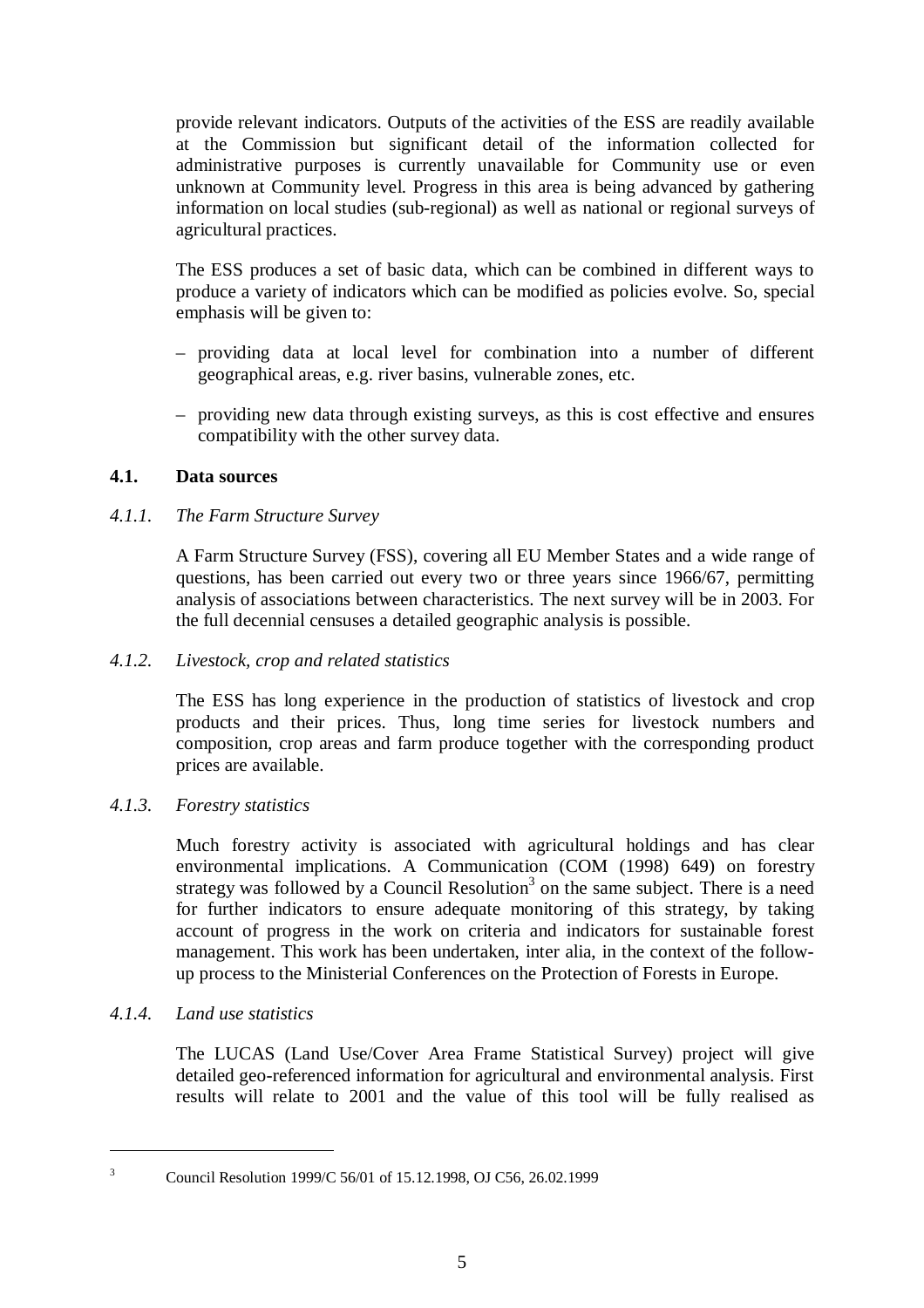provide relevant indicators. Outputs of the activities of the ESS are readily available at the Commission but significant detail of the information collected for administrative purposes is currently unavailable for Community use or even unknown at Community level. Progress in this area is being advanced by gathering information on local studies (sub-regional) as well as national or regional surveys of agricultural practices.

The ESS produces a set of basic data, which can be combined in different ways to produce a variety of indicators which can be modified as policies evolve. So, special emphasis will be given to:

– providing data at local level for combination into a number of different geographical areas, e.g. river basins, vulnerable zones, etc.

– providing new data through existing surveys, as this is cost effective and ensures compatibility with the other survey data.

## 4.1. Data sources

### *4.1.1. The Farm Structure Survey*

A Farm Structure Survey (FSS), covering all EU Member States and a wide range of questions, has been carried out every two or three years since 1966/67, permitting analysis of associations between characteristics. The next survey will be in 2003. For the full decennial censuses a detailed geographic analysis is possible.

### *4.1.2. Livestock, crop and related statistics*

The ESS has long experience in the production of statistics of livestock and crop products and their prices. Thus, long time series for livestock numbers and composition, crop areas and farm produce together with the corresponding product prices are available.

### *4.1.3. Forestry statistics*

Much forestry activity is associated with agricultural holdings and has clear environmental implications. A Communication (COM (1998) 649) on forestry strategy was followed by a Council Resolution[3] on the same subject. There is a need for further indicators to ensure adequate monitoring of this strategy, by taking account of progress in the work on criteria and indicators for sustainable forest management. This work has been undertaken, inter alia, in the context of the follow-up process to the Ministerial Conferences on the Protection of Forests in Europe.

### *4.1.4. Land use statistics*

The LUCAS (Land Use/Cover Area Frame Statistical Survey) project will give detailed geo-referenced information for agricultural and environmental analysis. First results will relate to 2001 and the value of this tool will be fully realised as

---

[3] Council Resolution 1999/C 56/01 of 15.12.1998, OJ C56, 26.02.1999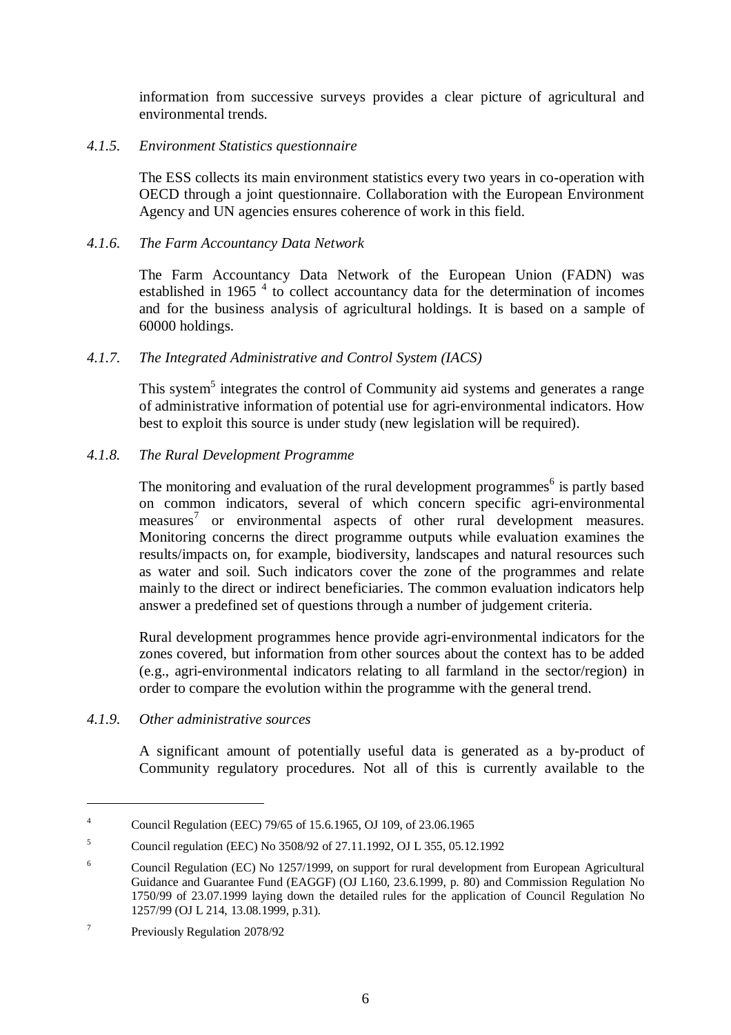information from successive surveys provides a clear picture of agricultural and environmental trends.

#### *4.1.5. Environment Statistics questionnaire*

The ESS collects its main environment statistics every two years in co-operation with OECD through a joint questionnaire. Collaboration with the European Environment Agency and UN agencies ensures coherence of work in this field.

#### *4.1.6. The Farm Accountancy Data Network*

The Farm Accountancy Data Network of the European Union (FADN) was established in 1965 [4] to collect accountancy data for the determination of incomes and for the business analysis of agricultural holdings. It is based on a sample of 60000 holdings.

#### *4.1.7. The Integrated Administrative and Control System (IACS)*

This system[5] integrates the control of Community aid systems and generates a range of administrative information of potential use for agri-environmental indicators. How best to exploit this source is under study (new legislation will be required).

#### *4.1.8. The Rural Development Programme*

The monitoring and evaluation of the rural development programmes[6] is partly based on common indicators, several of which concern specific agri-environmental measures[7] or environmental aspects of other rural development measures. Monitoring concerns the direct programme outputs while evaluation examines the results/impacts on, for example, biodiversity, landscapes and natural resources such as water and soil. Such indicators cover the zone of the programmes and relate mainly to the direct or indirect beneficiaries. The common evaluation indicators help answer a predefined set of questions through a number of judgement criteria.

Rural development programmes hence provide agri-environmental indicators for the zones covered, but information from other sources about the context has to be added (e.g., agri-environmental indicators relating to all farmland in the sector/region) in order to compare the evolution within the programme with the general trend.

#### *4.1.9. Other administrative sources*

A significant amount of potentially useful data is generated as a by-product of Community regulatory procedures. Not all of this is currently available to the

---

[4] Council Regulation (EEC) 79/65 of 15.6.1965, OJ 109, of 23.06.1965

[5] Council regulation (EEC) No 3508/92 of 27.11.1992, OJ L 355, 05.12.1992

[6] Council Regulation (EC) No 1257/1999, on support for rural development from European Agricultural Guidance and Guarantee Fund (EAGGF) (OJ L160, 23.6.1999, p. 80) and Commission Regulation No 1750/99 of 23.07.1999 laying down the detailed rules for the application of Council Regulation No 1257/99 (OJ L 214, 13.08.1999, p.31).

[7] Previously Regulation 2078/92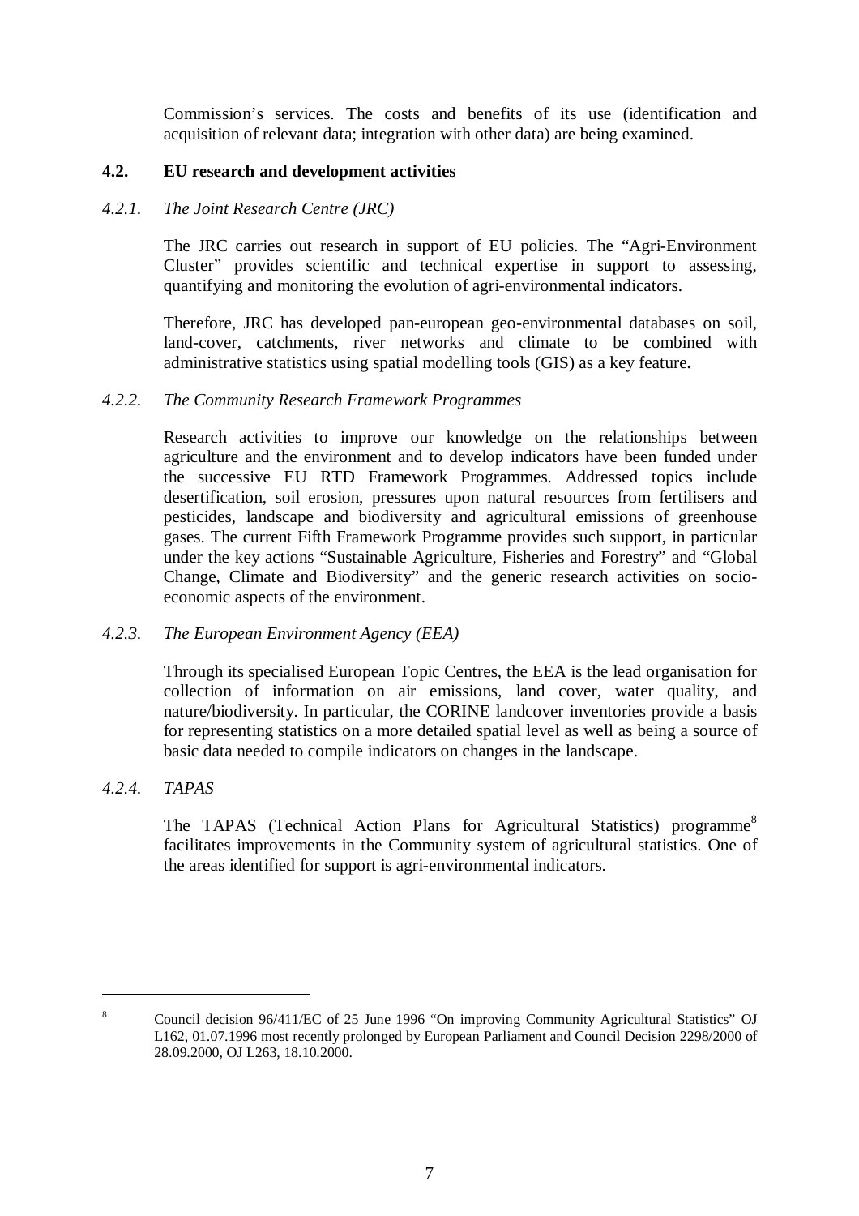Commission's services. The costs and benefits of its use (identification and acquisition of relevant data; integration with other data) are being examined.

## 4.2. EU research and development activities

### *4.2.1. The Joint Research Centre (JRC)*

The JRC carries out research in support of EU policies. The "Agri-Environment Cluster" provides scientific and technical expertise in support to assessing, quantifying and monitoring the evolution of agri-environmental indicators.

Therefore, JRC has developed pan-european geo-environmental databases on soil, land-cover, catchments, river networks and climate to be combined with administrative statistics using spatial modelling tools (GIS) as a key feature**.**

### *4.2.2. The Community Research Framework Programmes*

Research activities to improve our knowledge on the relationships between agriculture and the environment and to develop indicators have been funded under the successive EU RTD Framework Programmes. Addressed topics include desertification, soil erosion, pressures upon natural resources from fertilisers and pesticides, landscape and biodiversity and agricultural emissions of greenhouse gases. The current Fifth Framework Programme provides such support, in particular under the key actions "Sustainable Agriculture, Fisheries and Forestry" and "Global Change, Climate and Biodiversity" and the generic research activities on socio-economic aspects of the environment.

### *4.2.3. The European Environment Agency (EEA)*

Through its specialised European Topic Centres, the EEA is the lead organisation for collection of information on air emissions, land cover, water quality, and nature/biodiversity. In particular, the CORINE landcover inventories provide a basis for representing statistics on a more detailed spatial level as well as being a source of basic data needed to compile indicators on changes in the landscape.

### *4.2.4. TAPAS*

The TAPAS (Technical Action Plans for Agricultural Statistics) programme[8] facilitates improvements in the Community system of agricultural statistics. One of the areas identified for support is agri-environmental indicators.

---

[8] Council decision 96/411/EC of 25 June 1996 "On improving Community Agricultural Statistics" OJ L162, 01.07.1996 most recently prolonged by European Parliament and Council Decision 2298/2000 of 28.09.2000, OJ L263, 18.10.2000.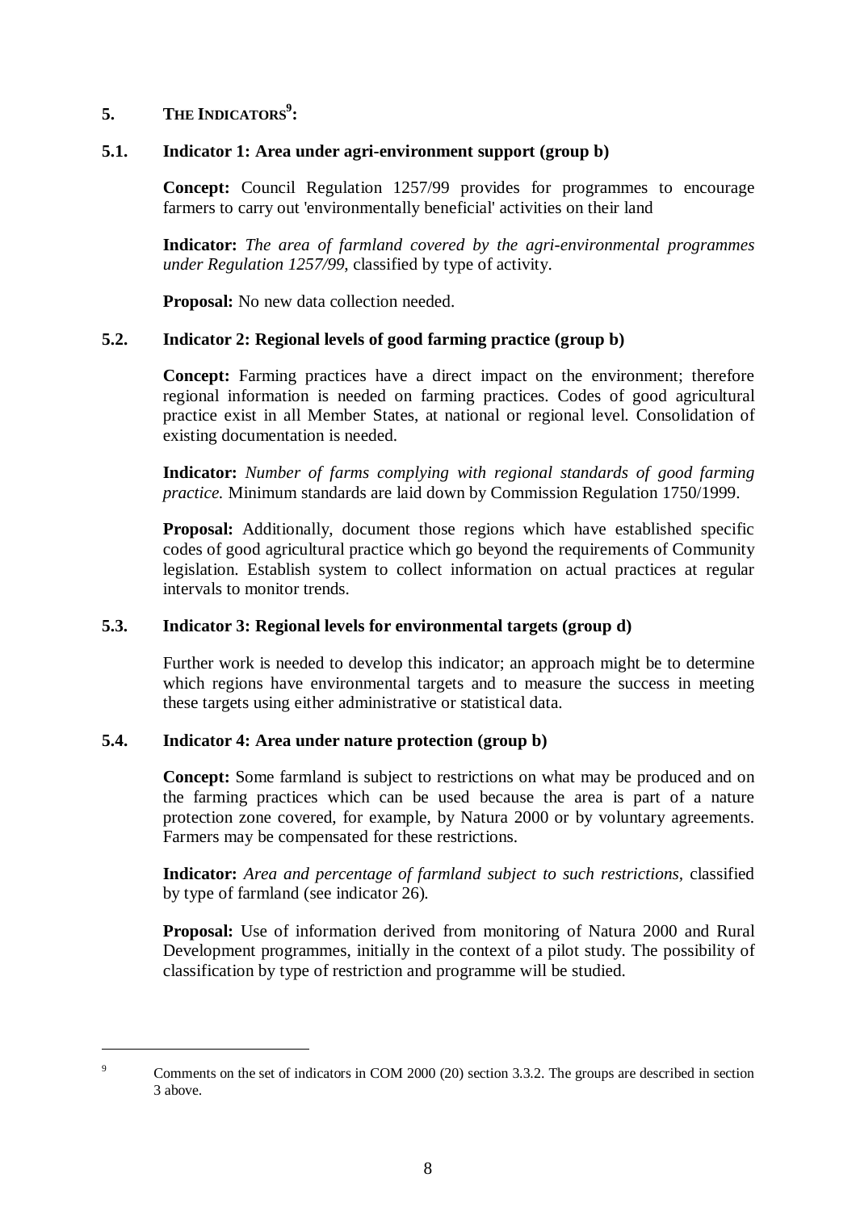## 5. THE INDICATORS[9]:

### 5.1. Indicator 1: Area under agri-environment support (group b)

**Concept:** Council Regulation 1257/99 provides for programmes to encourage farmers to carry out 'environmentally beneficial' activities on their land

**Indicator:** *The area of farmland covered by the agri-environmental programmes under Regulation 1257/99*, classified by type of activity.

**Proposal:** No new data collection needed.

### 5.2. Indicator 2: Regional levels of good farming practice (group b)

**Concept:** Farming practices have a direct impact on the environment; therefore regional information is needed on farming practices. Codes of good agricultural practice exist in all Member States, at national or regional level. Consolidation of existing documentation is needed.

**Indicator:** *Number of farms complying with regional standards of good farming practice.* Minimum standards are laid down by Commission Regulation 1750/1999.

**Proposal:** Additionally, document those regions which have established specific codes of good agricultural practice which go beyond the requirements of Community legislation. Establish system to collect information on actual practices at regular intervals to monitor trends.

### 5.3. Indicator 3: Regional levels for environmental targets (group d)

Further work is needed to develop this indicator; an approach might be to determine which regions have environmental targets and to measure the success in meeting these targets using either administrative or statistical data.

### 5.4. Indicator 4: Area under nature protection (group b)

**Concept:** Some farmland is subject to restrictions on what may be produced and on the farming practices which can be used because the area is part of a nature protection zone covered, for example, by Natura 2000 or by voluntary agreements. Farmers may be compensated for these restrictions.

**Indicator:** *Area and percentage of farmland subject to such restrictions,* classified by type of farmland (see indicator 26)*.*

**Proposal:** Use of information derived from monitoring of Natura 2000 and Rural Development programmes, initially in the context of a pilot study. The possibility of classification by type of restriction and programme will be studied.

---

[9] Comments on the set of indicators in COM 2000 (20) section 3.3.2. The groups are described in section 3 above.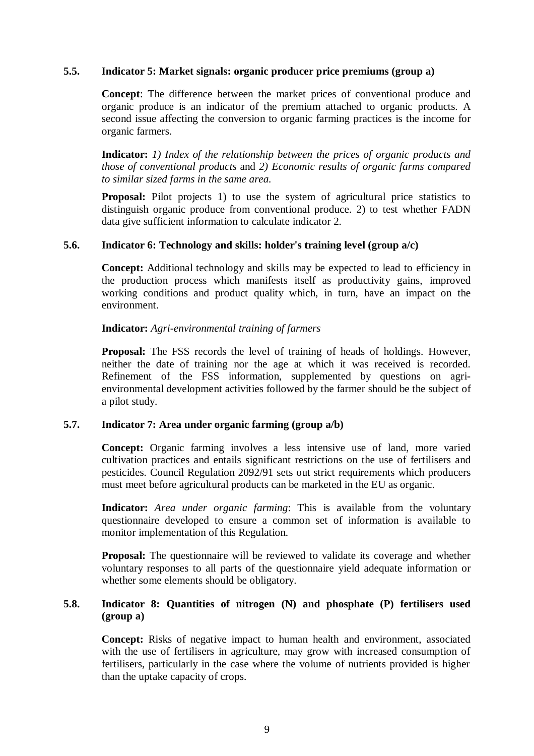### 5.5. Indicator 5: Market signals: organic producer price premiums (group a)

**Concept**: The difference between the market prices of conventional produce and organic produce is an indicator of the premium attached to organic products. A second issue affecting the conversion to organic farming practices is the income for organic farmers.

**Indicator:** *1) Index of the relationship between the prices of organic products and those of conventional products* and *2) Economic results of organic farms compared to similar sized farms in the same area.*

**Proposal:** Pilot projects 1) to use the system of agricultural price statistics to distinguish organic produce from conventional produce. 2) to test whether FADN data give sufficient information to calculate indicator 2.

### 5.6. Indicator 6: Technology and skills: holder's training level (group a/c)

**Concept:** Additional technology and skills may be expected to lead to efficiency in the production process which manifests itself as productivity gains, improved working conditions and product quality which, in turn, have an impact on the environment.

**Indicator:** *Agri-environmental training of farmers*

**Proposal:** The FSS records the level of training of heads of holdings. However, neither the date of training nor the age at which it was received is recorded. Refinement of the FSS information, supplemented by questions on agri-environmental development activities followed by the farmer should be the subject of a pilot study.

### 5.7. Indicator 7: Area under organic farming (group a/b)

**Concept:** Organic farming involves a less intensive use of land, more varied cultivation practices and entails significant restrictions on the use of fertilisers and pesticides. Council Regulation 2092/91 sets out strict requirements which producers must meet before agricultural products can be marketed in the EU as organic.

**Indicator:** *Area under organic farming*: This is available from the voluntary questionnaire developed to ensure a common set of information is available to monitor implementation of this Regulation.

**Proposal:** The questionnaire will be reviewed to validate its coverage and whether voluntary responses to all parts of the questionnaire yield adequate information or whether some elements should be obligatory.

### 5.8. Indicator 8: Quantities of nitrogen (N) and phosphate (P) fertilisers used (group a)

**Concept:** Risks of negative impact to human health and environment, associated with the use of fertilisers in agriculture, may grow with increased consumption of fertilisers, particularly in the case where the volume of nutrients provided is higher than the uptake capacity of crops.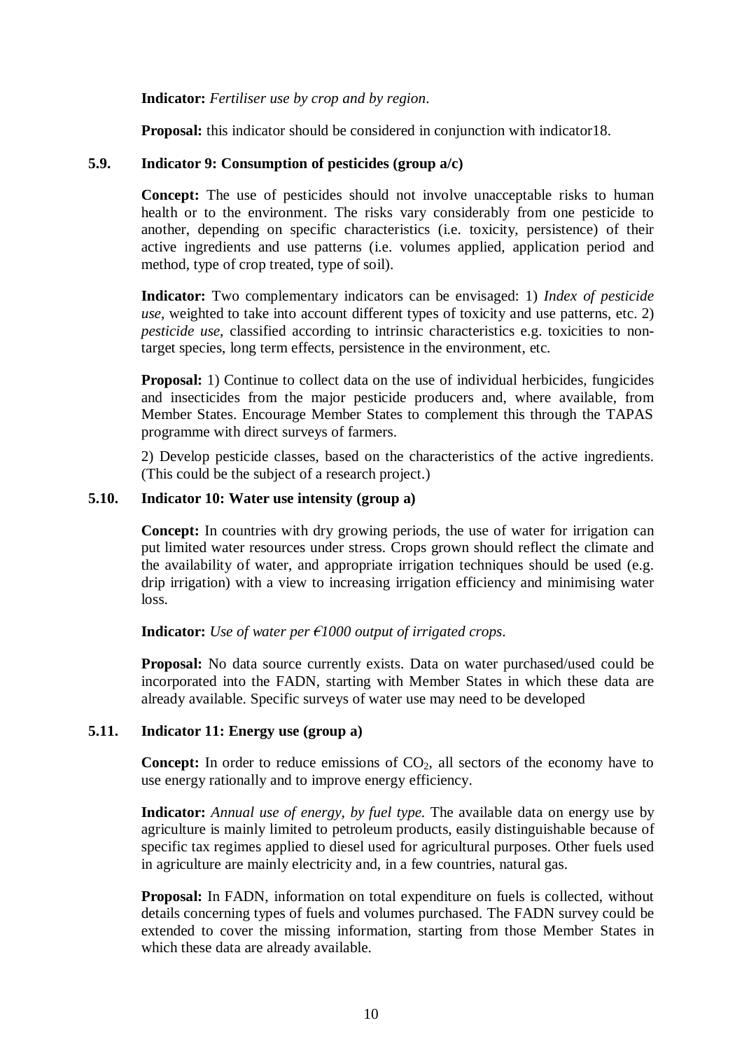**Indicator:** *Fertiliser use by crop and by region*.

**Proposal:** this indicator should be considered in conjunction with indicator18.

### 5.9. Indicator 9: Consumption of pesticides (group a/c)

**Concept:** The use of pesticides should not involve unacceptable risks to human health or to the environment. The risks vary considerably from one pesticide to another, depending on specific characteristics (i.e. toxicity, persistence) of their active ingredients and use patterns (i.e. volumes applied, application period and method, type of crop treated, type of soil).

**Indicator:** Two complementary indicators can be envisaged: 1) *Index of pesticide use*, weighted to take into account different types of toxicity and use patterns, etc. 2) *pesticide use*, classified according to intrinsic characteristics e.g. toxicities to non-target species, long term effects, persistence in the environment, etc.

**Proposal:** 1) Continue to collect data on the use of individual herbicides, fungicides and insecticides from the major pesticide producers and, where available, from Member States. Encourage Member States to complement this through the TAPAS programme with direct surveys of farmers.

2) Develop pesticide classes, based on the characteristics of the active ingredients. (This could be the subject of a research project.)

### 5.10. Indicator 10: Water use intensity (group a)

**Concept:** In countries with dry growing periods, the use of water for irrigation can put limited water resources under stress. Crops grown should reflect the climate and the availability of water, and appropriate irrigation techniques should be used (e.g. drip irrigation) with a view to increasing irrigation efficiency and minimising water loss.

**Indicator:** *Use of water per €1000 output of irrigated crops*.

**Proposal:** No data source currently exists. Data on water purchased/used could be incorporated into the FADN, starting with Member States in which these data are already available. Specific surveys of water use may need to be developed

### 5.11. Indicator 11: Energy use (group a)

**Concept:** In order to reduce emissions of $CO_2$, all sectors of the economy have to use energy rationally and to improve energy efficiency.

**Indicator:** *Annual use of energy, by fuel type*. The available data on energy use by agriculture is mainly limited to petroleum products, easily distinguishable because of specific tax regimes applied to diesel used for agricultural purposes. Other fuels used in agriculture are mainly electricity and, in a few countries, natural gas.

**Proposal:** In FADN, information on total expenditure on fuels is collected, without details concerning types of fuels and volumes purchased. The FADN survey could be extended to cover the missing information, starting from those Member States in which these data are already available.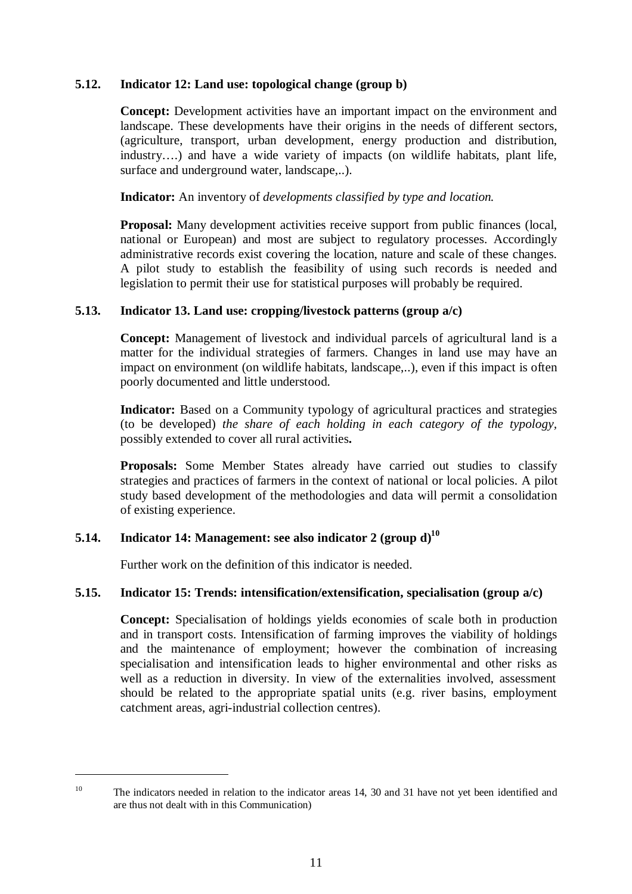### 5.12. Indicator 12: Land use: topological change (group b)

**Concept:** Development activities have an important impact on the environment and landscape. These developments have their origins in the needs of different sectors, (agriculture, transport, urban development, energy production and distribution, industry….) and have a wide variety of impacts (on wildlife habitats, plant life, surface and underground water, landscape,..).

**Indicator:** An inventory of *developments classified by type and location.*

**Proposal:** Many development activities receive support from public finances (local, national or European) and most are subject to regulatory processes. Accordingly administrative records exist covering the location, nature and scale of these changes. A pilot study to establish the feasibility of using such records is needed and legislation to permit their use for statistical purposes will probably be required.

### 5.13. Indicator 13. Land use: cropping/livestock patterns (group a/c)

**Concept:** Management of livestock and individual parcels of agricultural land is a matter for the individual strategies of farmers. Changes in land use may have an impact on environment (on wildlife habitats, landscape,..), even if this impact is often poorly documented and little understood.

**Indicator:** Based on a Community typology of agricultural practices and strategies (to be developed) *the share of each holding in each category of the typology*, possibly extended to cover all rural activities**.**

**Proposals:** Some Member States already have carried out studies to classify strategies and practices of farmers in the context of national or local policies. A pilot study based development of the methodologies and data will permit a consolidation of existing experience.

### 5.14. Indicator 14: Management: see also indicator 2 (group d)[10]

Further work on the definition of this indicator is needed.

### 5.15. Indicator 15: Trends: intensification/extensification, specialisation (group a/c)

**Concept:** Specialisation of holdings yields economies of scale both in production and in transport costs. Intensification of farming improves the viability of holdings and the maintenance of employment; however the combination of increasing specialisation and intensification leads to higher environmental and other risks as well as a reduction in diversity. In view of the externalities involved, assessment should be related to the appropriate spatial units (e.g. river basins, employment catchment areas, agri-industrial collection centres).

---

[10] The indicators needed in relation to the indicator areas 14, 30 and 31 have not yet been identified and are thus not dealt with in this Communication)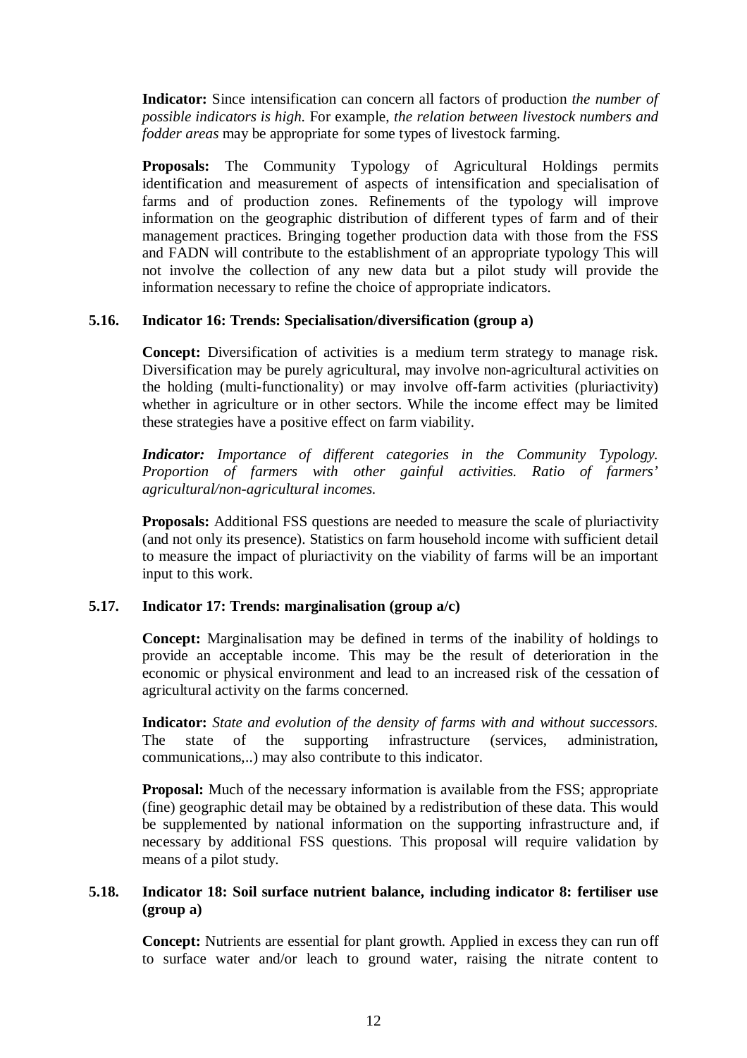**Indicator:** Since intensification can concern all factors of production *the number of possible indicators is high.* For example, *the relation between livestock numbers and fodder areas* may be appropriate for some types of livestock farming.

**Proposals:** The Community Typology of Agricultural Holdings permits identification and measurement of aspects of intensification and specialisation of farms and of production zones. Refinements of the typology will improve information on the geographic distribution of different types of farm and of their management practices. Bringing together production data with those from the FSS and FADN will contribute to the establishment of an appropriate typology This will not involve the collection of any new data but a pilot study will provide the information necessary to refine the choice of appropriate indicators.

### 5.16. Indicator 16: Trends: Specialisation/diversification (group a)

**Concept:** Diversification of activities is a medium term strategy to manage risk. Diversification may be purely agricultural, may involve non-agricultural activities on the holding (multi-functionality) or may involve off-farm activities (pluriactivity) whether in agriculture or in other sectors. While the income effect may be limited these strategies have a positive effect on farm viability.

***Indicator:*** *Importance of different categories in the Community Typology. Proportion of farmers with other gainful activities. Ratio of farmers' agricultural/non-agricultural incomes.*

**Proposals:** Additional FSS questions are needed to measure the scale of pluriactivity (and not only its presence). Statistics on farm household income with sufficient detail to measure the impact of pluriactivity on the viability of farms will be an important input to this work.

### 5.17. Indicator 17: Trends: marginalisation (group a/c)

**Concept:** Marginalisation may be defined in terms of the inability of holdings to provide an acceptable income. This may be the result of deterioration in the economic or physical environment and lead to an increased risk of the cessation of agricultural activity on the farms concerned.

**Indicator:** *State and evolution of the density of farms with and without successors.* The state of the supporting infrastructure (services, administration, communications,..) may also contribute to this indicator.

**Proposal:** Much of the necessary information is available from the FSS; appropriate (fine) geographic detail may be obtained by a redistribution of these data. This would be supplemented by national information on the supporting infrastructure and, if necessary by additional FSS questions. This proposal will require validation by means of a pilot study.

### 5.18. Indicator 18: Soil surface nutrient balance, including indicator 8: fertiliser use (group a)

**Concept:** Nutrients are essential for plant growth. Applied in excess they can run off to surface water and/or leach to ground water, raising the nitrate content to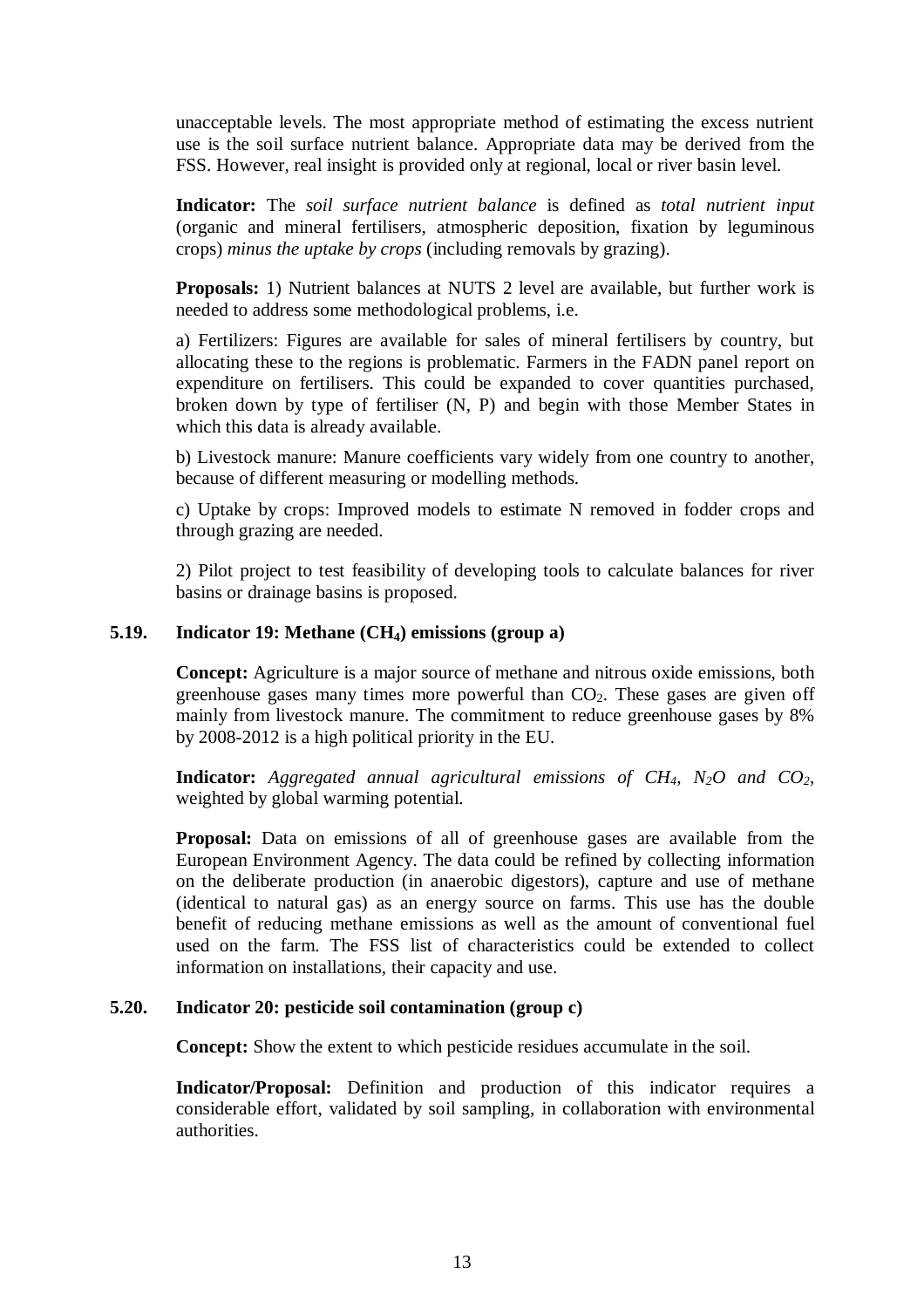unacceptable levels. The most appropriate method of estimating the excess nutrient use is the soil surface nutrient balance. Appropriate data may be derived from the FSS. However, real insight is provided only at regional, local or river basin level.

**Indicator:** The *soil surface nutrient balance* is defined as *total nutrient input* (organic and mineral fertilisers, atmospheric deposition, fixation by leguminous crops) *minus the uptake by crops* (including removals by grazing).

**Proposals:** 1) Nutrient balances at NUTS 2 level are available, but further work is needed to address some methodological problems, i.e.

a) Fertilizers: Figures are available for sales of mineral fertilisers by country, but allocating these to the regions is problematic. Farmers in the FADN panel report on expenditure on fertilisers. This could be expanded to cover quantities purchased, broken down by type of fertiliser (N, P) and begin with those Member States in which this data is already available.

b) Livestock manure: Manure coefficients vary widely from one country to another, because of different measuring or modelling methods.

c) Uptake by crops: Improved models to estimate N removed in fodder crops and through grazing are needed.

2) Pilot project to test feasibility of developing tools to calculate balances for river basins or drainage basins is proposed.

### 5.19. Indicator 19: Methane ($CH_4$) emissions (group a)

**Concept:** Agriculture is a major source of methane and nitrous oxide emissions, both greenhouse gases many times more powerful than $CO_2$. These gases are given off mainly from livestock manure. The commitment to reduce greenhouse gases by 8% by 2008-2012 is a high political priority in the EU.

**Indicator:** *Aggregated annual agricultural emissions of $CH_4$, $N_2O$ and $CO_2$*, weighted by global warming potential.

**Proposal:** Data on emissions of all of greenhouse gases are available from the European Environment Agency. The data could be refined by collecting information on the deliberate production (in anaerobic digestors), capture and use of methane (identical to natural gas) as an energy source on farms. This use has the double benefit of reducing methane emissions as well as the amount of conventional fuel used on the farm. The FSS list of characteristics could be extended to collect information on installations, their capacity and use.

### 5.20. Indicator 20: pesticide soil contamination (group c)

**Concept:** Show the extent to which pesticide residues accumulate in the soil.

**Indicator/Proposal:** Definition and production of this indicator requires a considerable effort, validated by soil sampling, in collaboration with environmental authorities.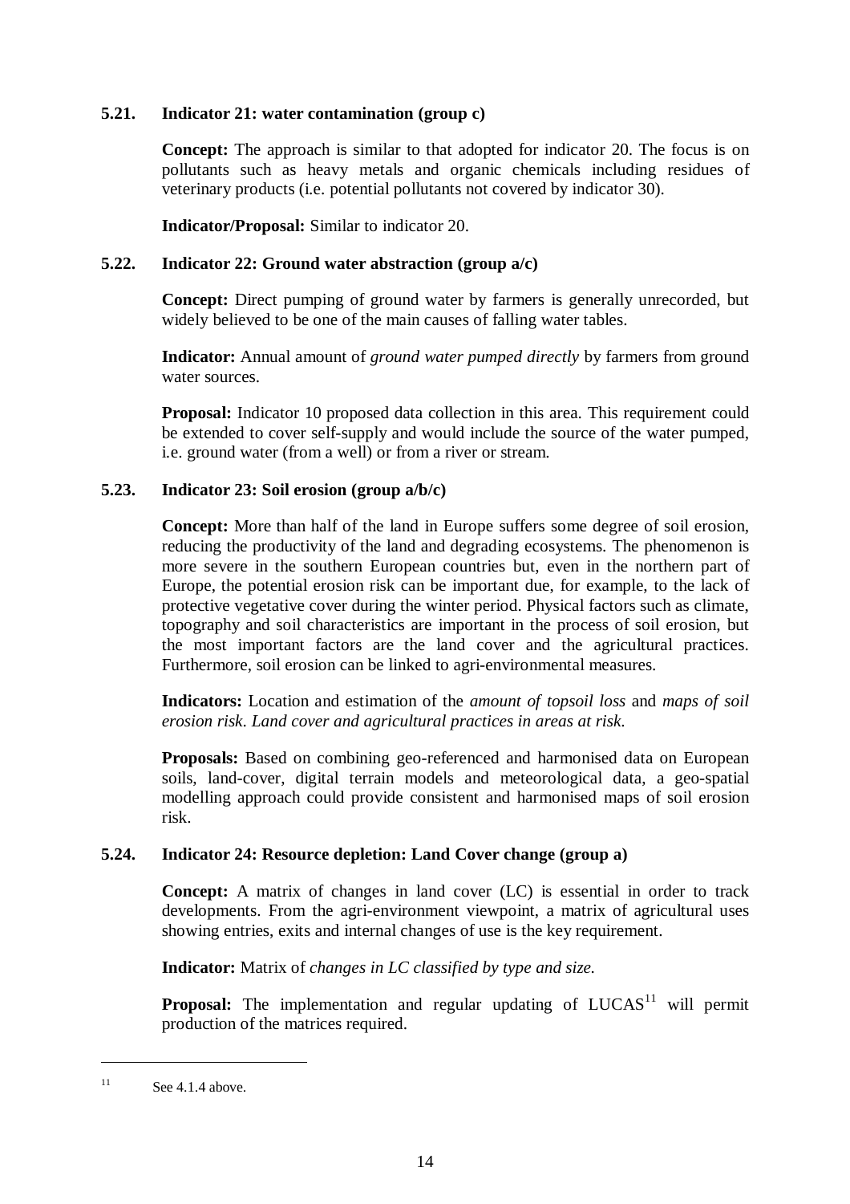### 5.21. Indicator 21: water contamination (group c)

**Concept:** The approach is similar to that adopted for indicator 20. The focus is on pollutants such as heavy metals and organic chemicals including residues of veterinary products (i.e. potential pollutants not covered by indicator 30).

**Indicator/Proposal:** Similar to indicator 20.

### 5.22. Indicator 22: Ground water abstraction (group a/c)

**Concept:** Direct pumping of ground water by farmers is generally unrecorded, but widely believed to be one of the main causes of falling water tables.

**Indicator:** Annual amount of *ground water pumped directly* by farmers from ground water sources.

**Proposal:** Indicator 10 proposed data collection in this area. This requirement could be extended to cover self-supply and would include the source of the water pumped, i.e. ground water (from a well) or from a river or stream.

### 5.23. Indicator 23: Soil erosion (group a/b/c)

**Concept:** More than half of the land in Europe suffers some degree of soil erosion, reducing the productivity of the land and degrading ecosystems. The phenomenon is more severe in the southern European countries but, even in the northern part of Europe, the potential erosion risk can be important due, for example, to the lack of protective vegetative cover during the winter period. Physical factors such as climate, topography and soil characteristics are important in the process of soil erosion, but the most important factors are the land cover and the agricultural practices. Furthermore, soil erosion can be linked to agri-environmental measures.

**Indicators:** Location and estimation of the *amount of topsoil loss* and *maps of soil erosion risk*. *Land cover and agricultural practices in areas at risk.*

**Proposals:** Based on combining geo-referenced and harmonised data on European soils, land-cover, digital terrain models and meteorological data, a geo-spatial modelling approach could provide consistent and harmonised maps of soil erosion risk.

### 5.24. Indicator 24: Resource depletion: Land Cover change (group a)

**Concept:** A matrix of changes in land cover (LC) is essential in order to track developments. From the agri-environment viewpoint, a matrix of agricultural uses showing entries, exits and internal changes of use is the key requirement.

**Indicator:** Matrix of *changes in LC classified by type and size.*

**Proposal:** The implementation and regular updating of LUCAS[11] will permit production of the matrices required.

---

[11] See 4.1.4 above.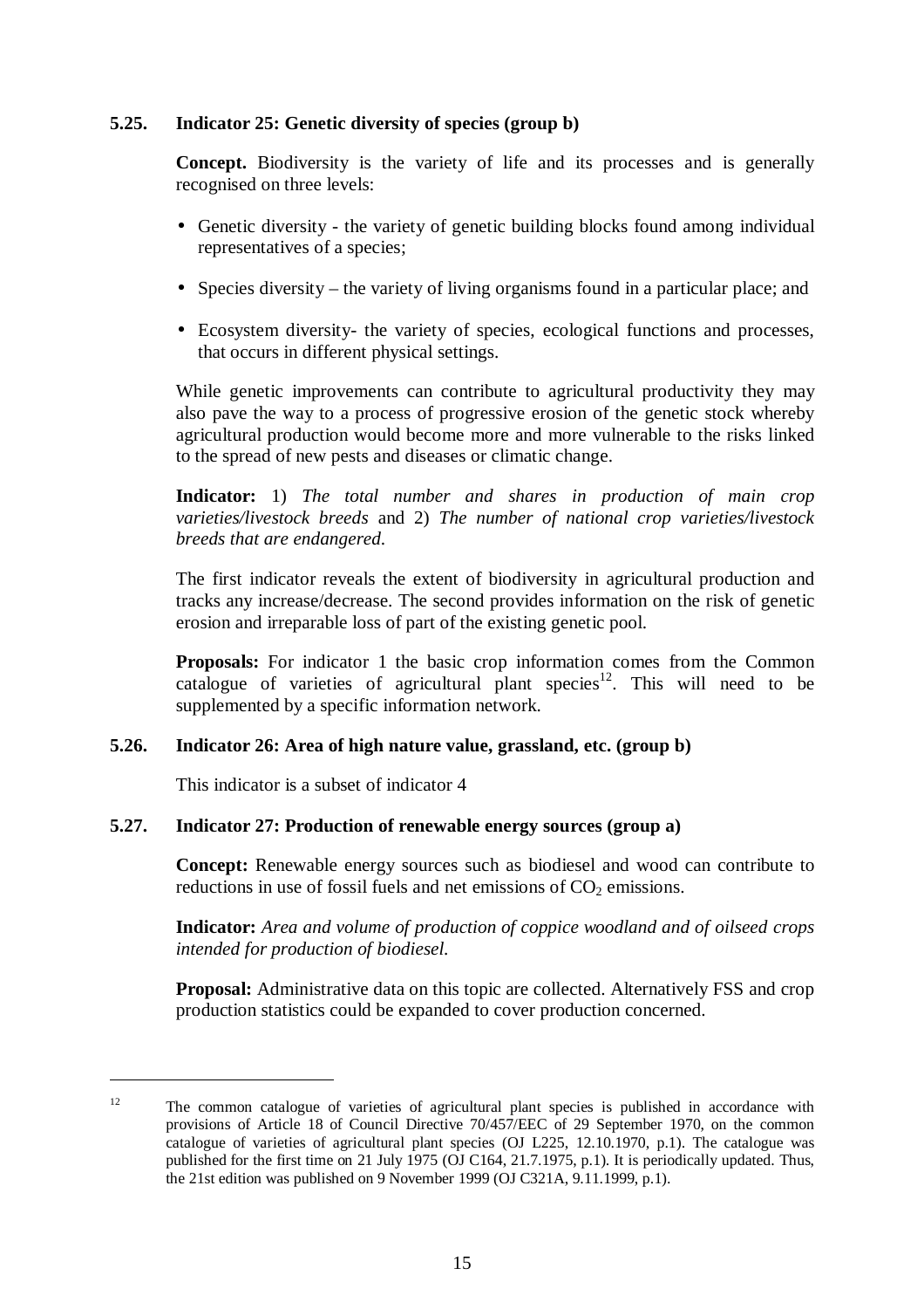### 5.25. Indicator 25: Genetic diversity of species (group b)

**Concept.** Biodiversity is the variety of life and its processes and is generally recognised on three levels:

- Genetic diversity - the variety of genetic building blocks found among individual representatives of a species;
- Species diversity – the variety of living organisms found in a particular place; and
- Ecosystem diversity- the variety of species, ecological functions and processes, that occurs in different physical settings.

While genetic improvements can contribute to agricultural productivity they may also pave the way to a process of progressive erosion of the genetic stock whereby agricultural production would become more and more vulnerable to the risks linked to the spread of new pests and diseases or climatic change.

**Indicator:** 1) *The total number and shares in production of main crop varieties/livestock breeds* and 2) *The number of national crop varieties/livestock breeds that are endangered.*

The first indicator reveals the extent of biodiversity in agricultural production and tracks any increase/decrease. The second provides information on the risk of genetic erosion and irreparable loss of part of the existing genetic pool.

**Proposals:** For indicator 1 the basic crop information comes from the Common catalogue of varieties of agricultural plant species[12]. This will need to be supplemented by a specific information network.

### 5.26. Indicator 26: Area of high nature value, grassland, etc. (group b)

This indicator is a subset of indicator 4

### 5.27. Indicator 27: Production of renewable energy sources (group a)

**Concept:** Renewable energy sources such as biodiesel and wood can contribute to reductions in use of fossil fuels and net emissions of $CO_2$ emissions.

**Indicator:** *Area and volume of production of coppice woodland and of oilseed crops intended for production of biodiesel.*

**Proposal:** Administrative data on this topic are collected. Alternatively FSS and crop production statistics could be expanded to cover production concerned.

---

[12] The common catalogue of varieties of agricultural plant species is published in accordance with provisions of Article 18 of Council Directive 70/457/EEC of 29 September 1970, on the common catalogue of varieties of agricultural plant species (OJ L225, 12.10.1970, p.1). The catalogue was published for the first time on 21 July 1975 (OJ C164, 21.7.1975, p.1). It is periodically updated. Thus, the 21st edition was published on 9 November 1999 (OJ C321A, 9.11.1999, p.1).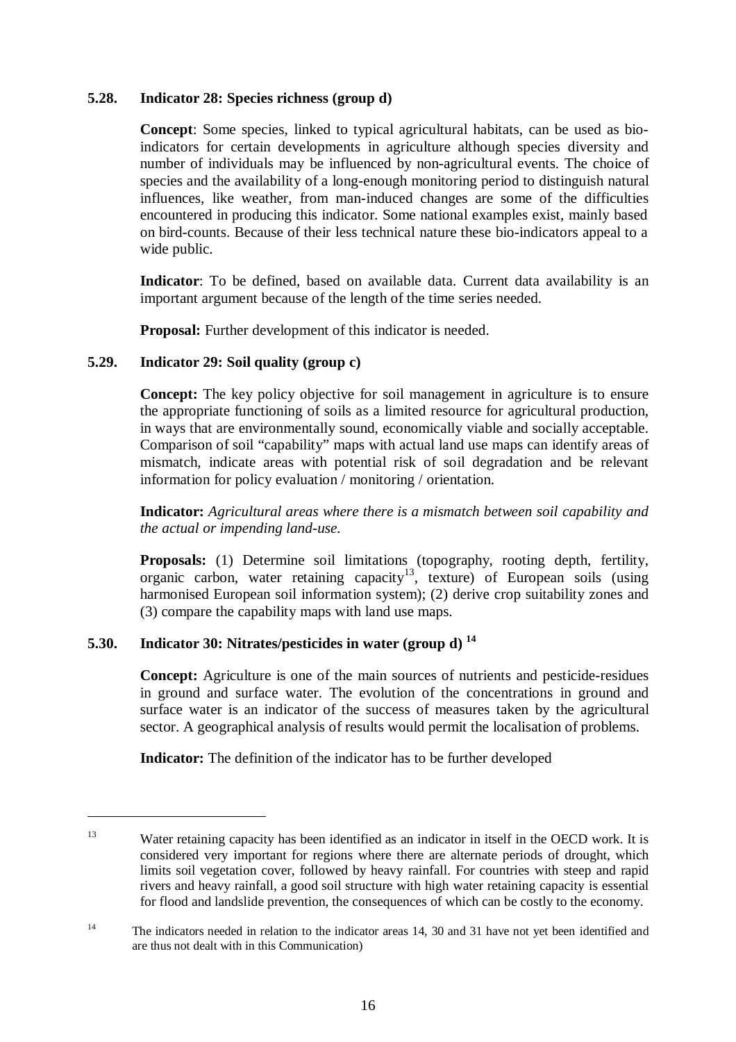### 5.28. Indicator 28: Species richness (group d)

**Concept**: Some species, linked to typical agricultural habitats, can be used as bio-indicators for certain developments in agriculture although species diversity and number of individuals may be influenced by non-agricultural events. The choice of species and the availability of a long-enough monitoring period to distinguish natural influences, like weather, from man-induced changes are some of the difficulties encountered in producing this indicator. Some national examples exist, mainly based on bird-counts. Because of their less technical nature these bio-indicators appeal to a wide public.

**Indicator**: To be defined, based on available data. Current data availability is an important argument because of the length of the time series needed.

**Proposal:** Further development of this indicator is needed.

### 5.29. Indicator 29: Soil quality (group c)

**Concept:** The key policy objective for soil management in agriculture is to ensure the appropriate functioning of soils as a limited resource for agricultural production, in ways that are environmentally sound, economically viable and socially acceptable. Comparison of soil "capability" maps with actual land use maps can identify areas of mismatch, indicate areas with potential risk of soil degradation and be relevant information for policy evaluation / monitoring / orientation.

**Indicator:** *Agricultural areas where there is a mismatch between soil capability and the actual or impending land-use.*

**Proposals:** (1) Determine soil limitations (topography, rooting depth, fertility, organic carbon, water retaining capacity[13], texture) of European soils (using harmonised European soil information system); (2) derive crop suitability zones and (3) compare the capability maps with land use maps.

### 5.30. Indicator 30: Nitrates/pesticides in water (group d) [14]

**Concept:** Agriculture is one of the main sources of nutrients and pesticide-residues in ground and surface water. The evolution of the concentrations in ground and surface water is an indicator of the success of measures taken by the agricultural sector. A geographical analysis of results would permit the localisation of problems.

**Indicator:** The definition of the indicator has to be further developed

---

[13] Water retaining capacity has been identified as an indicator in itself in the OECD work. It is considered very important for regions where there are alternate periods of drought, which limits soil vegetation cover, followed by heavy rainfall. For countries with steep and rapid rivers and heavy rainfall, a good soil structure with high water retaining capacity is essential for flood and landslide prevention, the consequences of which can be costly to the economy.

[14] The indicators needed in relation to the indicator areas 14, 30 and 31 have not yet been identified and are thus not dealt with in this Communication)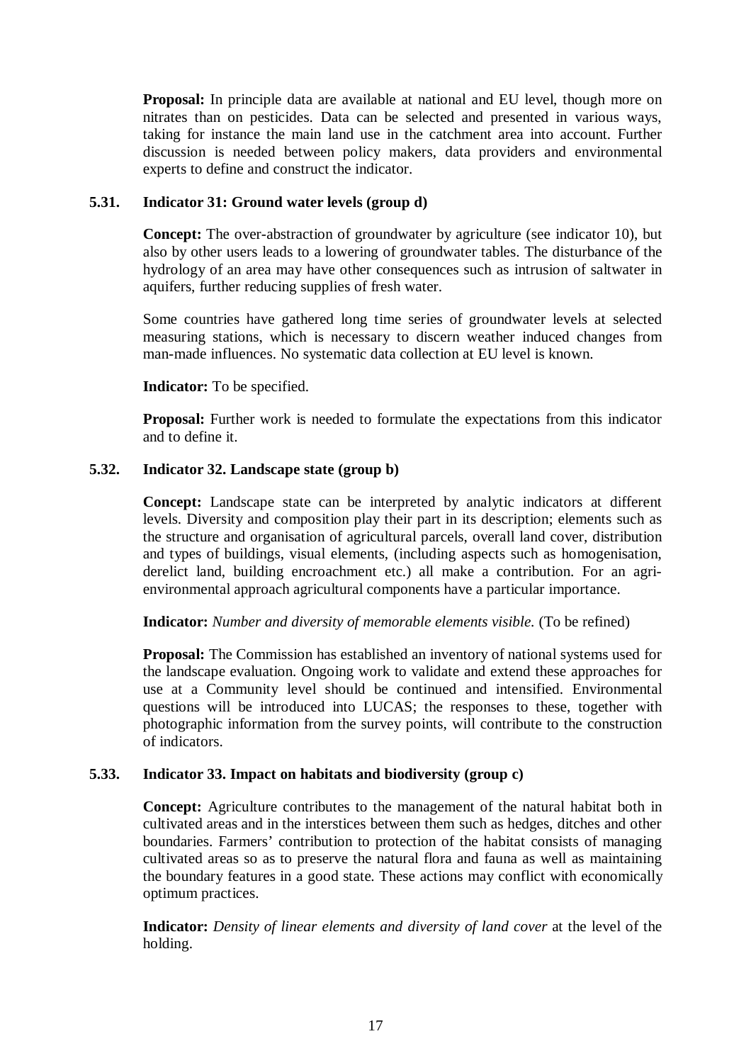**Proposal:** In principle data are available at national and EU level, though more on nitrates than on pesticides. Data can be selected and presented in various ways, taking for instance the main land use in the catchment area into account. Further discussion is needed between policy makers, data providers and environmental experts to define and construct the indicator.

### 5.31. Indicator 31: Ground water levels (group d)

**Concept:** The over-abstraction of groundwater by agriculture (see indicator 10), but also by other users leads to a lowering of groundwater tables. The disturbance of the hydrology of an area may have other consequences such as intrusion of saltwater in aquifers, further reducing supplies of fresh water.

Some countries have gathered long time series of groundwater levels at selected measuring stations, which is necessary to discern weather induced changes from man-made influences. No systematic data collection at EU level is known.

**Indicator:** To be specified.

**Proposal:** Further work is needed to formulate the expectations from this indicator and to define it.

### 5.32. Indicator 32. Landscape state (group b)

**Concept:** Landscape state can be interpreted by analytic indicators at different levels. Diversity and composition play their part in its description; elements such as the structure and organisation of agricultural parcels, overall land cover, distribution and types of buildings, visual elements, (including aspects such as homogenisation, derelict land, building encroachment etc.) all make a contribution. For an agri-environmental approach agricultural components have a particular importance.

**Indicator:** *Number and diversity of memorable elements visible.* (To be refined)

**Proposal:** The Commission has established an inventory of national systems used for the landscape evaluation. Ongoing work to validate and extend these approaches for use at a Community level should be continued and intensified. Environmental questions will be introduced into LUCAS; the responses to these, together with photographic information from the survey points, will contribute to the construction of indicators.

### 5.33. Indicator 33. Impact on habitats and biodiversity (group c)

**Concept:** Agriculture contributes to the management of the natural habitat both in cultivated areas and in the interstices between them such as hedges, ditches and other boundaries. Farmers' contribution to protection of the habitat consists of managing cultivated areas so as to preserve the natural flora and fauna as well as maintaining the boundary features in a good state. These actions may conflict with economically optimum practices.

**Indicator:** *Density of linear elements and diversity of land cover* at the level of the holding.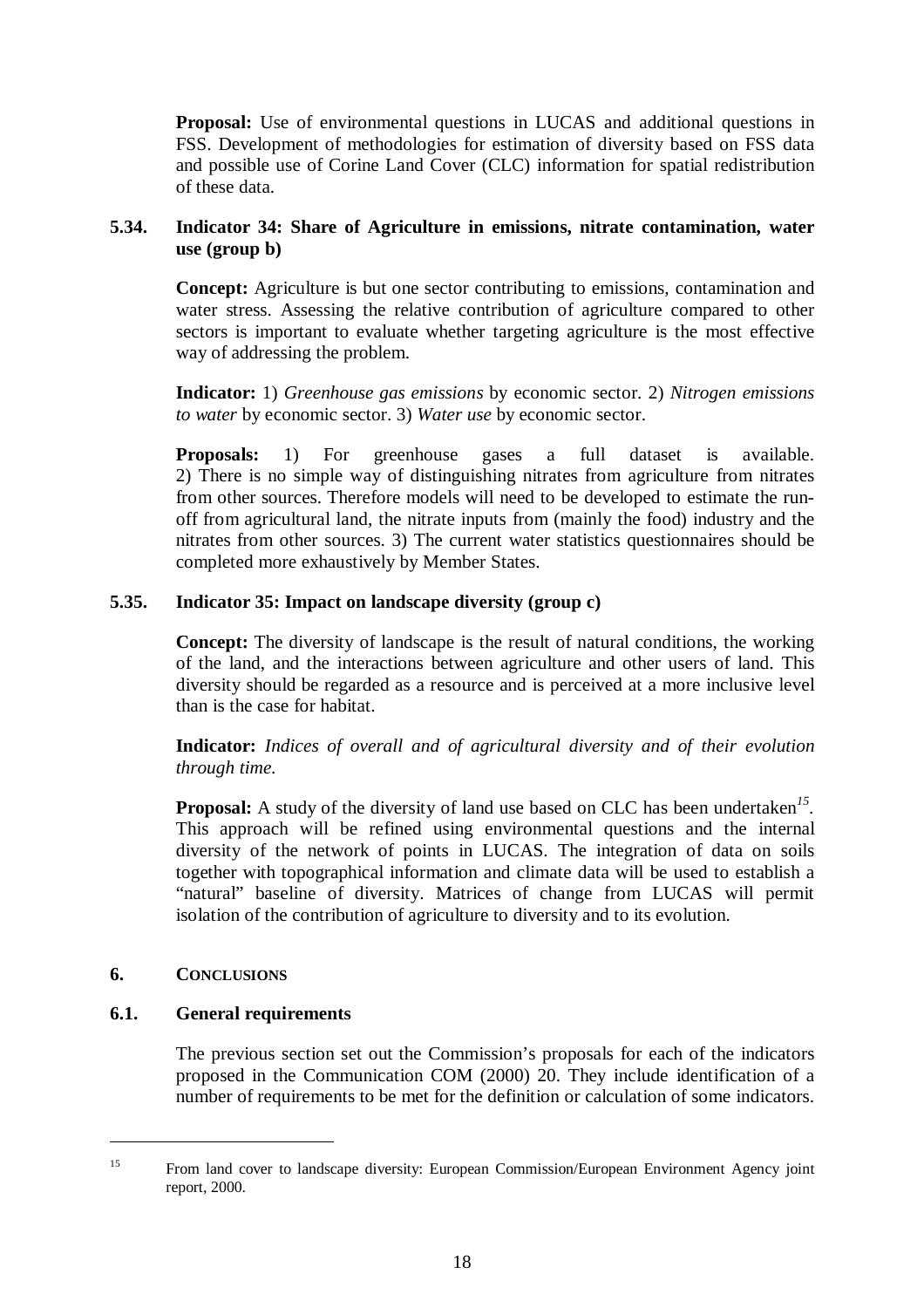**Proposal:** Use of environmental questions in LUCAS and additional questions in FSS. Development of methodologies for estimation of diversity based on FSS data and possible use of Corine Land Cover (CLC) information for spatial redistribution of these data.

### 5.34. Indicator 34: Share of Agriculture in emissions, nitrate contamination, water use (group b)

**Concept:** Agriculture is but one sector contributing to emissions, contamination and water stress. Assessing the relative contribution of agriculture compared to other sectors is important to evaluate whether targeting agriculture is the most effective way of addressing the problem.

**Indicator:** 1) *Greenhouse gas emissions* by economic sector. 2) *Nitrogen emissions to water* by economic sector. 3) *Water use* by economic sector.

**Proposals:** 1) For greenhouse gases a full dataset is available. 2) There is no simple way of distinguishing nitrates from agriculture from nitrates from other sources. Therefore models will need to be developed to estimate the run-off from agricultural land, the nitrate inputs from (mainly the food) industry and the nitrates from other sources. 3) The current water statistics questionnaires should be completed more exhaustively by Member States.

### 5.35. Indicator 35: Impact on landscape diversity (group c)

**Concept:** The diversity of landscape is the result of natural conditions, the working of the land, and the interactions between agriculture and other users of land. This diversity should be regarded as a resource and is perceived at a more inclusive level than is the case for habitat.

**Indicator:** *Indices of overall and of agricultural diversity and of their evolution through time.*

**Proposal:** A study of the diversity of land use based on CLC has been undertaken[15]. This approach will be refined using environmental questions and the internal diversity of the network of points in LUCAS. The integration of data on soils together with topographical information and climate data will be used to establish a "natural" baseline of diversity. Matrices of change from LUCAS will permit isolation of the contribution of agriculture to diversity and to its evolution.

## 6. CONCLUSIONS

### 6.1. General requirements

The previous section set out the Commission's proposals for each of the indicators proposed in the Communication COM (2000) 20. They include identification of a number of requirements to be met for the definition or calculation of some indicators.

---

[15] From land cover to landscape diversity: European Commission/European Environment Agency joint report, 2000.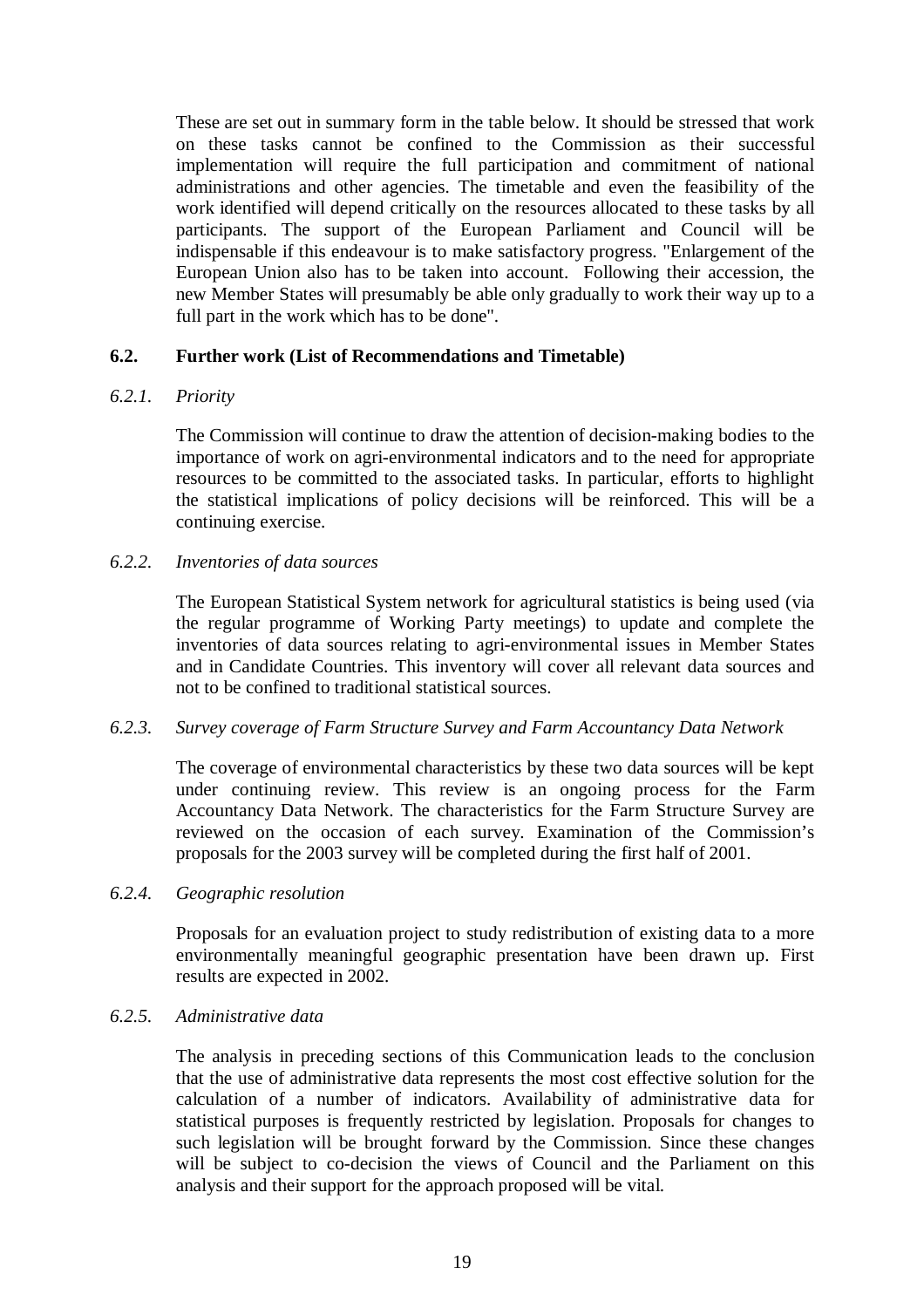These are set out in summary form in the table below. It should be stressed that work on these tasks cannot be confined to the Commission as their successful implementation will require the full participation and commitment of national administrations and other agencies. The timetable and even the feasibility of the work identified will depend critically on the resources allocated to these tasks by all participants. The support of the European Parliament and Council will be indispensable if this endeavour is to make satisfactory progress. "Enlargement of the European Union also has to be taken into account. Following their accession, the new Member States will presumably be able only gradually to work their way up to a full part in the work which has to be done".

### 6.2. Further work (List of Recommendations and Timetable)

#### *6.2.1. Priority*

The Commission will continue to draw the attention of decision-making bodies to the importance of work on agri-environmental indicators and to the need for appropriate resources to be committed to the associated tasks. In particular, efforts to highlight the statistical implications of policy decisions will be reinforced. This will be a continuing exercise.

#### *6.2.2. Inventories of data sources*

The European Statistical System network for agricultural statistics is being used (via the regular programme of Working Party meetings) to update and complete the inventories of data sources relating to agri-environmental issues in Member States and in Candidate Countries. This inventory will cover all relevant data sources and not to be confined to traditional statistical sources.

#### *6.2.3. Survey coverage of Farm Structure Survey and Farm Accountancy Data Network*

The coverage of environmental characteristics by these two data sources will be kept under continuing review. This review is an ongoing process for the Farm Accountancy Data Network. The characteristics for the Farm Structure Survey are reviewed on the occasion of each survey. Examination of the Commission's proposals for the 2003 survey will be completed during the first half of 2001.

#### *6.2.4. Geographic resolution*

Proposals for an evaluation project to study redistribution of existing data to a more environmentally meaningful geographic presentation have been drawn up. First results are expected in 2002.

#### *6.2.5. Administrative data*

The analysis in preceding sections of this Communication leads to the conclusion that the use of administrative data represents the most cost effective solution for the calculation of a number of indicators. Availability of administrative data for statistical purposes is frequently restricted by legislation. Proposals for changes to such legislation will be brought forward by the Commission. Since these changes will be subject to co-decision the views of Council and the Parliament on this analysis and their support for the approach proposed will be vital.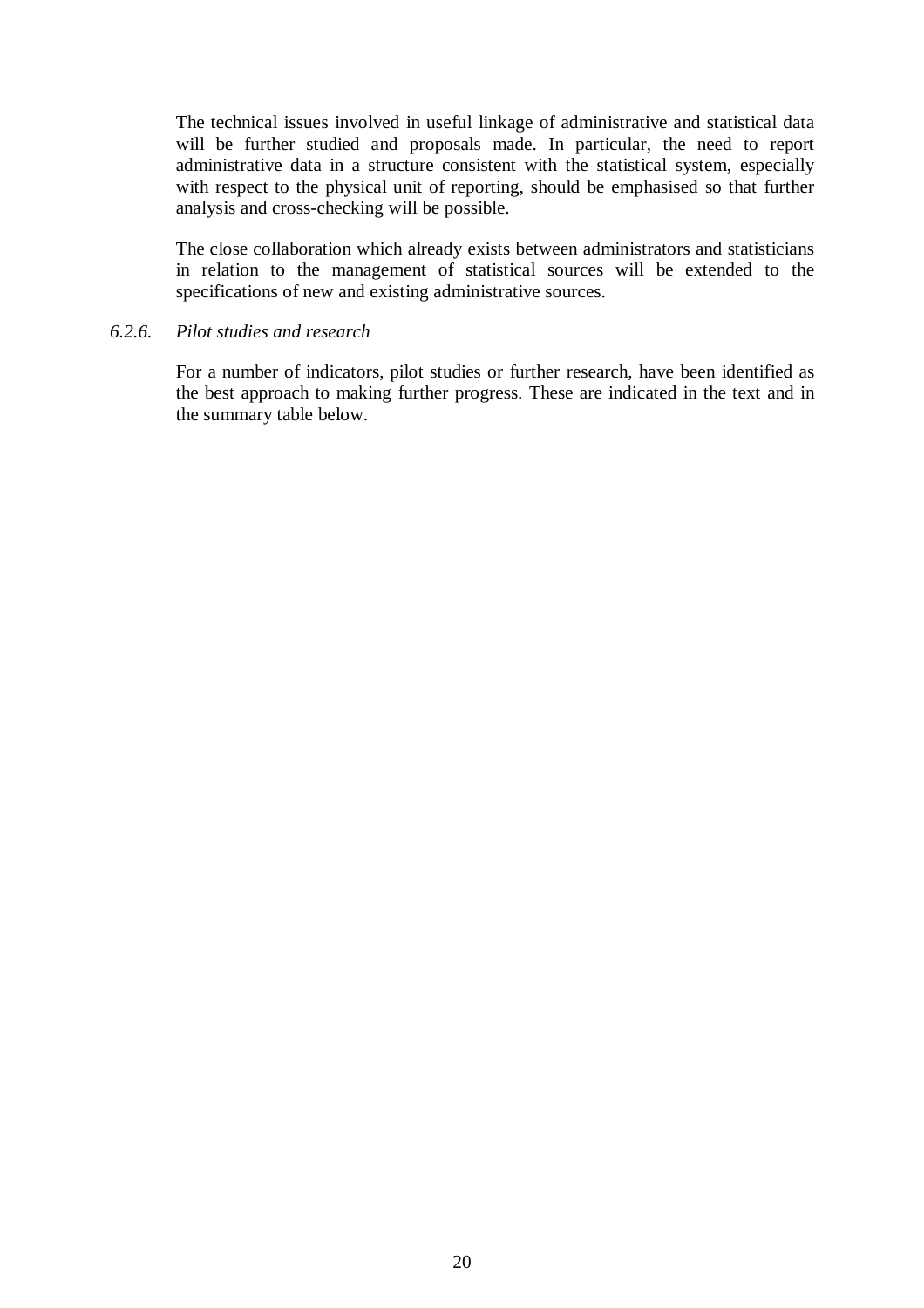The technical issues involved in useful linkage of administrative and statistical data will be further studied and proposals made. In particular, the need to report administrative data in a structure consistent with the statistical system, especially with respect to the physical unit of reporting, should be emphasised so that further analysis and cross-checking will be possible.

The close collaboration which already exists between administrators and statisticians in relation to the management of statistical sources will be extended to the specifications of new and existing administrative sources.

### *6.2.6. Pilot studies and research*

For a number of indicators, pilot studies or further research, have been identified as the best approach to making further progress. These are indicated in the text and in the summary table below.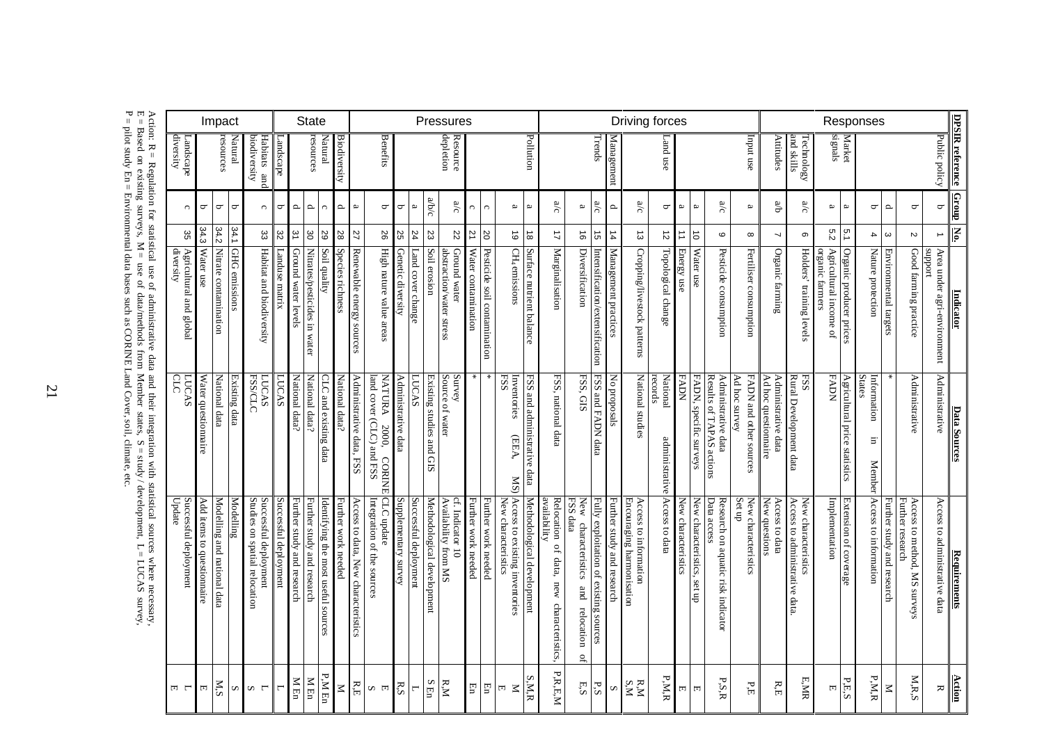| DPSIR reference | Group | No. | Indicator | Data Sources | Requirements | Action |
|---|---|---|---|---|---|---|
| Responses | | | | | | |
| Public policy | b | 1 | Area under agri-environment support | Administrative | Access to administrative data | R |
| | b | 2 | Good farming practice | Administrative | Access to method, MS surveys Further research | M,R,S |
| | d | 3 | Environmental targets | * | Further study and research | M |
| | b | 4 | Nature protection | Information in Member States | Access to information | P,M,R |
| Market signals | a | 5.1 | Organic producer prices | Agricultural price statistics | Extension of coverage | P,E,S |
| | a | 5.2 | Agricultural income of organic farmers | FADN | Implementation | E |
| Technology and skills | a/c | 6 | Holders' training levels | FSS Rural Development data | New characteristics Access to administrative data. | E,MR |
| Attitudes | a/b | 7 | Organic farming | Administrative data Ad hoc questionnaire | Access to data New questions | R,E |
| Driving forces | | | | | | |
| Input use | a | 8 | Fertiliser consumption | FADN and other sources Ad hoc survey | New characteristics Set up | P,E |
| | a/c | 9 | Pesticide consumption | Administrative data Results of TAPAS actions | Research on aquatic risk indicator Data access | P,S,R |
| | a | 10 | Water use | FADN, specific surveys | New characteristics, set up | E |
| | a | 11 | Energy use | FADN | New characteristics | E |
| Land use | b | 12 | Topological change | National administrative records | Access to data | P,M,R |
| | a/c | 13 | Cropping/livestock patterns | National studies | Access to information Encouraging harmonisation | R,M S,M |
| Management | d | 14 | Management practices | No proposals | Further study and research | S |
| Trends | a/c | 15 | Intensification/extensification | FSS and FADN data | Fully exploitation of existing sources | P,S |
| | a | 16 | Diversification | FSS, GIS | New characteristics and relocation of FSS data | E,S |
| | a/c | 17 | Marginalisation | FSS, national data | Relocation of data, new characteristics, availability | P,R,E,M |
| Pressures | | | | | | |
| Pollution | a | 18 | Surface nutrient balance | FSS and administrative data | Methodological development | S,M,R |
| | a | 19 | $CH_4$ emissions | Inventories (EEA, MS) FSS | Access to existing inventories New characteristics | M E |
| | c | 20 | Pesticide soil contamination | * | Further work needed | En |
| | c | 21 | Water contamination | * | Further work needed | En |
| Resource depletion | a/c | 22 | Ground water abstraction/water stress | Survey Source of water | cf. Indicator 10 Availability from MS | R,M |
| | a/b/c | 23 | Soil erosion | Existing studies and GIS | Methodological development | S En |
| | a | 24 | Land cover change | LUCAS | Successful deployment | L |
| Benefits | b | 25 | Genetic diversity | Administrative data | Supplementary survey | R,S |
| | b | 26 | High nature value areas | NATURA 2000, CORINE land cover (CLC) and FSS | CLC update Integration of the sources | S |
| | a | 27 | Renewable energy sources | Administrative data, FSS | Access to data, New characteristics | R,E |
| State | | | | | | |
| Biodiversity | d | 28 | Species richness | National data? | Further work needed | M |
| Natural resources | c | 29 | Soil quality | CLC and existing data | Identifying the most useful sources | P,M En |
| | d | 30 | Nitrates/pesticides in water | National data? | Further study and research | M En |
| | d | 31 | Ground water levels | National data? | Further study and research | M En |
| Landscape | b | 32 | Landuse matrix | LUCAS | Successful deployment | L |
| Impact | | | | | | |
| Habitats and biodiversity | c | 33 | Habitat and biodiversity | LUCAS FSS/CLC | Successful deployment Studies on spatial relocation | L S |
| Natural resources | b | 34.1 | GHG emissions | Existing data | Modelling | S |
| | b | 34.2 | Nitrate contamination | National data | Modelling and national data | M,S |
| | b | 34.3 | Water use | Water questionnaire | Add items to questionnaire | E |
| Landscape diversity | c | 35 | Agricultural and global diversity | LUCAS CLC | Successful deployment Update | L E |

Action: R = Regulation for statistical use of administrative data and their integration with statistical sources where necessary, E = Based on existing surveys, M = use of data/methods from Member states, S = study / development, L = LUCAS survey, P = pilot study En = Environmental data bases such as CORINE Land Cover, soil, climate, etc.